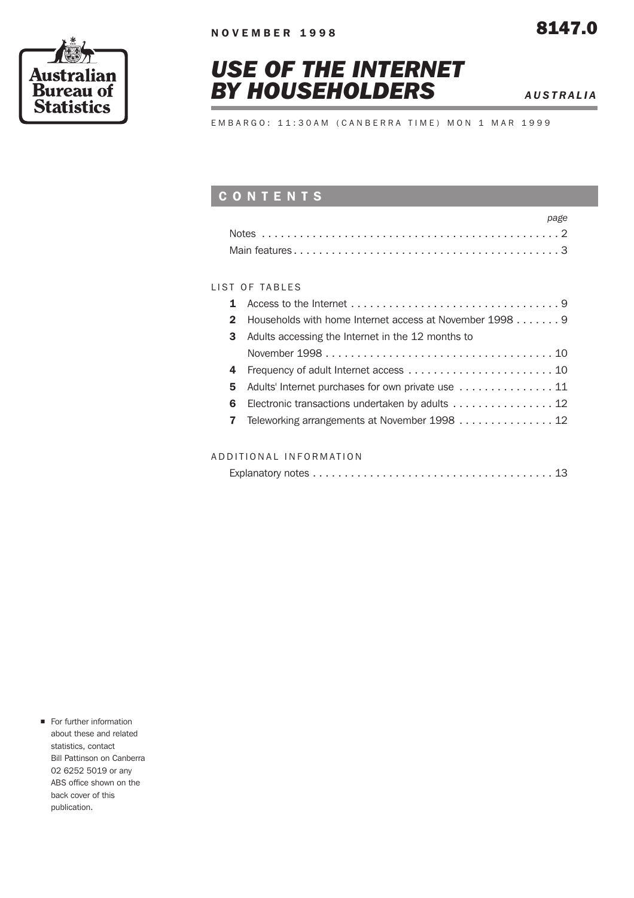NOVEMBER 1998

**8147.0**

Australian Bureau of Statistics

# USE OF THE INTERNET BY HOUSEHOLDERS

***AUSTRALIA***

EMBARGO: 11:30AM (CANBERRA TIME) MON 1 MAR 1999

## CONTENTS

| | page |
|---|---|
| Notes | 2 |
| Main features | 3 |

LIST OF TABLES

| | | |
|---|---|---|
| **1** | Access to the Internet | 9 |
| **2** | Households with home Internet access at November 1998 | 9 |
| **3** | Adults accessing the Internet in the 12 months to November 1998 | 10 |
| **4** | Frequency of adult Internet access | 10 |
| **5** | Adults' Internet purchases for own private use | 11 |
| **6** | Electronic transactions undertaken by adults | 12 |
| **7** | Teleworking arrangements at November 1998 | 12 |

ADDITIONAL INFORMATION

| | |
|---|---|
| Explanatory notes | 13 |

- For further information about these and related statistics, contact Bill Pattinson on Canberra 02 6252 5019 or any ABS office shown on the back cover of this publication.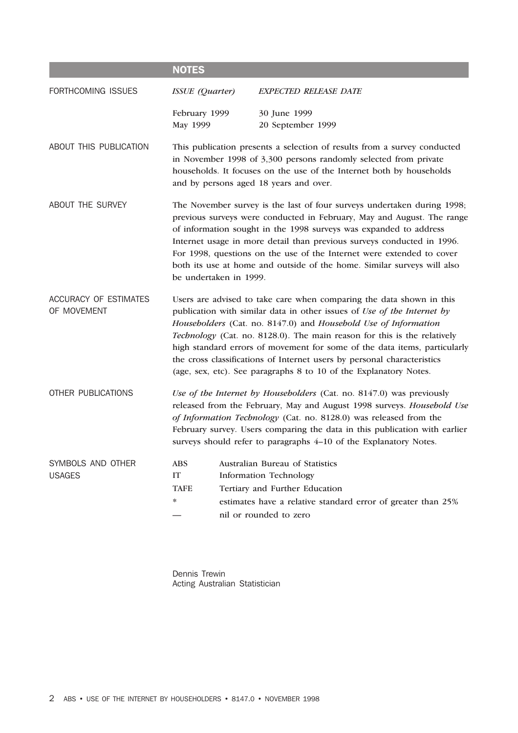## NOTES

### FORTHCOMING ISSUES

| *ISSUE (Quarter)* | *EXPECTED RELEASE DATE* |
|---|---|
| February 1999 | 30 June 1999 |
| May 1999 | 20 September 1999 |

### ABOUT THIS PUBLICATION

This publication presents a selection of results from a survey conducted in November 1998 of 3,300 persons randomly selected from private households. It focuses on the use of the Internet both by households and by persons aged 18 years and over.

### ABOUT THE SURVEY

The November survey is the last of four surveys undertaken during 1998; previous surveys were conducted in February, May and August. The range of information sought in the 1998 surveys was expanded to address Internet usage in more detail than previous surveys conducted in 1996. For 1998, questions on the use of the Internet were extended to cover both its use at home and outside of the home. Similar surveys will also be undertaken in 1999.

### ACCURACY OF ESTIMATES OF MOVEMENT

Users are advised to take care when comparing the data shown in this publication with similar data in other issues of *Use of the Internet by Householders* (Cat. no. 8147.0) and *Household Use of Information Technology* (Cat. no. 8128.0). The main reason for this is the relatively high standard errors of movement for some of the data items, particularly the cross classifications of Internet users by personal characteristics (age, sex, etc). See paragraphs 8 to 10 of the Explanatory Notes.

### OTHER PUBLICATIONS

*Use of the Internet by Householders* (Cat. no. 8147.0) was previously released from the February, May and August 1998 surveys. *Household Use of Information Technology* (Cat. no. 8128.0) was released from the February survey. Users comparing the data in this publication with earlier surveys should refer to paragraphs 4–10 of the Explanatory Notes.

### SYMBOLS AND OTHER USAGES

| | |
|---|---|
| ABS | Australian Bureau of Statistics |
| IT | Information Technology |
| TAFE | Tertiary and Further Education |
| * | estimates have a relative standard error of greater than 25% |
| — | nil or rounded to zero |

Dennis Trewin
Acting Australian Statistician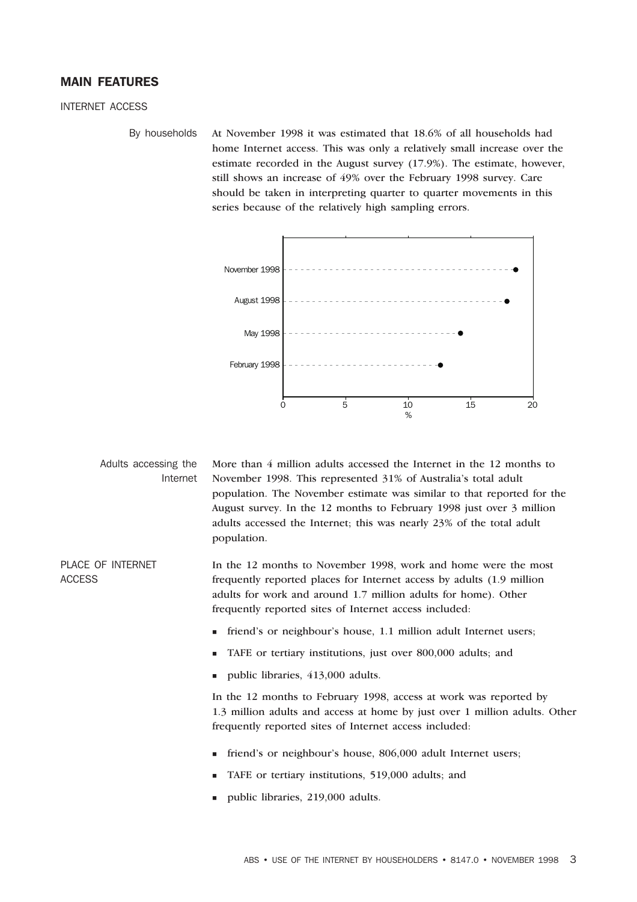## MAIN FEATURES

### INTERNET ACCESS

**By households**

At November 1998 it was estimated that 18.6% of all households had home Internet access. This was only a relatively small increase over the estimate recorded in the August survey (17.9%). The estimate, however, still shows an increase of 49% over the February 1998 survey. Care should be taken in interpreting quarter to quarter movements in this series because of the relatively high sampling errors.

**Adults accessing the Internet**

More than 4 million adults accessed the Internet in the 12 months to November 1998. This represented 31% of Australia's total adult population. The November estimate was similar to that reported for the August survey. In the 12 months to February 1998 just over 3 million adults accessed the Internet; this was nearly 23% of the total adult population.

### PLACE OF INTERNET ACCESS

In the 12 months to November 1998, work and home were the most frequently reported places for Internet access by adults (1.9 million adults for work and around 1.7 million adults for home). Other frequently reported sites of Internet access included:

- friend's or neighbour's house, 1.1 million adult Internet users;
- TAFE or tertiary institutions, just over 800,000 adults; and
- public libraries, 413,000 adults.

In the 12 months to February 1998, access at work was reported by 1.3 million adults and access at home by just over 1 million adults. Other frequently reported sites of Internet access included:

- friend's or neighbour's house, 806,000 adult Internet users;
- TAFE or tertiary institutions, 519,000 adults; and
- public libraries, 219,000 adults.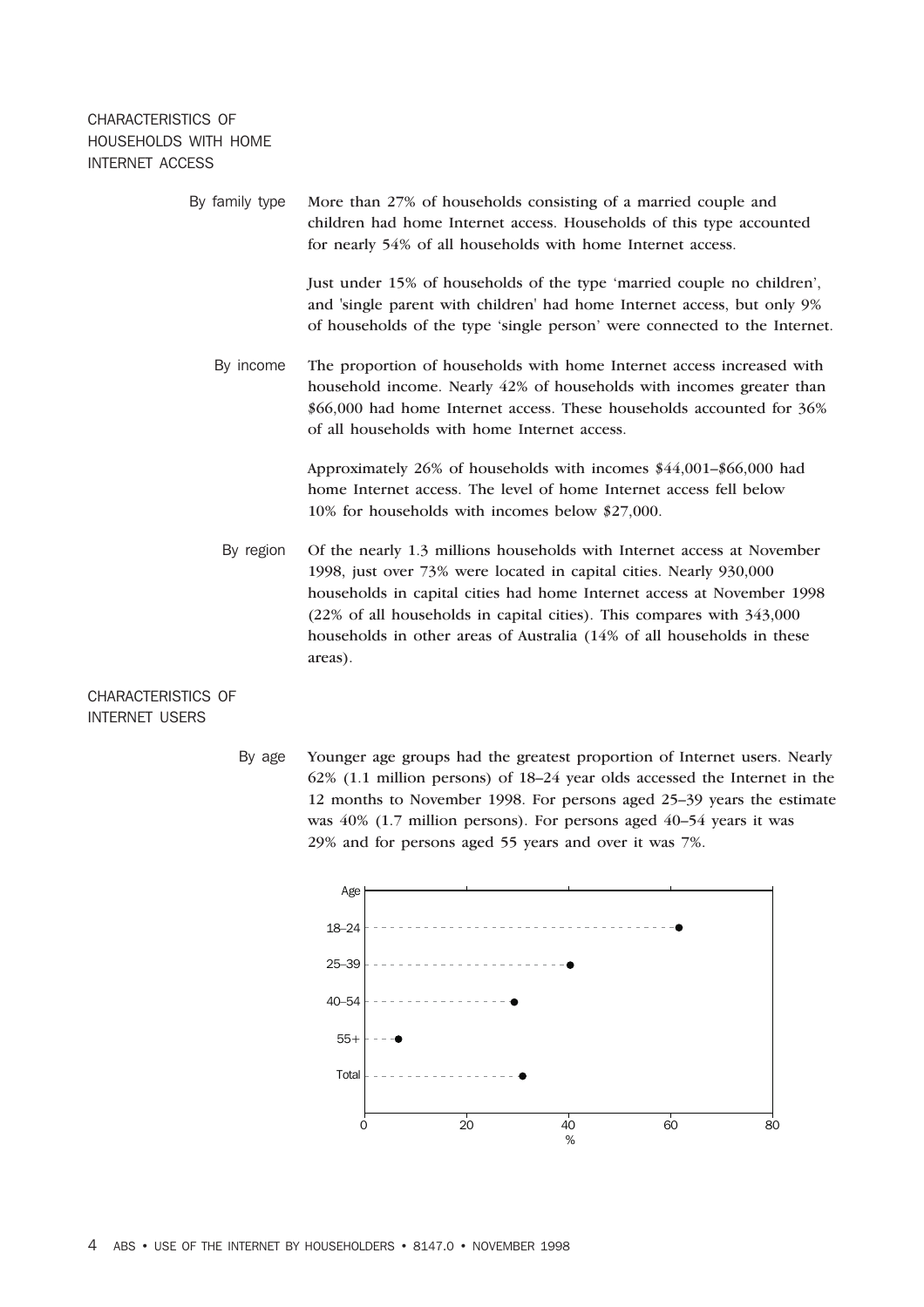## CHARACTERISTICS OF HOUSEHOLDS WITH HOME INTERNET ACCESS

### By family type

More than 27% of households consisting of a married couple and children had home Internet access. Households of this type accounted for nearly 54% of all households with home Internet access.

Just under 15% of households of the type 'married couple no children', and 'single parent with children' had home Internet access, but only 9% of households of the type 'single person' were connected to the Internet.

### By income

The proportion of households with home Internet access increased with household income. Nearly 42% of households with incomes greater than $66,000 had home Internet access. These households accounted for 36% of all households with home Internet access.

Approximately 26% of households with incomes $44,001–$66,000 had home Internet access. The level of home Internet access fell below 10% for households with incomes below $27,000.

### By region

Of the nearly 1.3 millions households with Internet access at November 1998, just over 73% were located in capital cities. Nearly 930,000 households in capital cities had home Internet access at November 1998 (22% of all households in capital cities). This compares with 343,000 households in other areas of Australia (14% of all households in these areas).

## CHARACTERISTICS OF INTERNET USERS

### By age

Younger age groups had the greatest proportion of Internet users. Nearly 62% (1.1 million persons) of 18–24 year olds accessed the Internet in the 12 months to November 1998. For persons aged 25–39 years the estimate was 40% (1.7 million persons). For persons aged 40–54 years it was 29% and for persons aged 55 years and over it was 7%.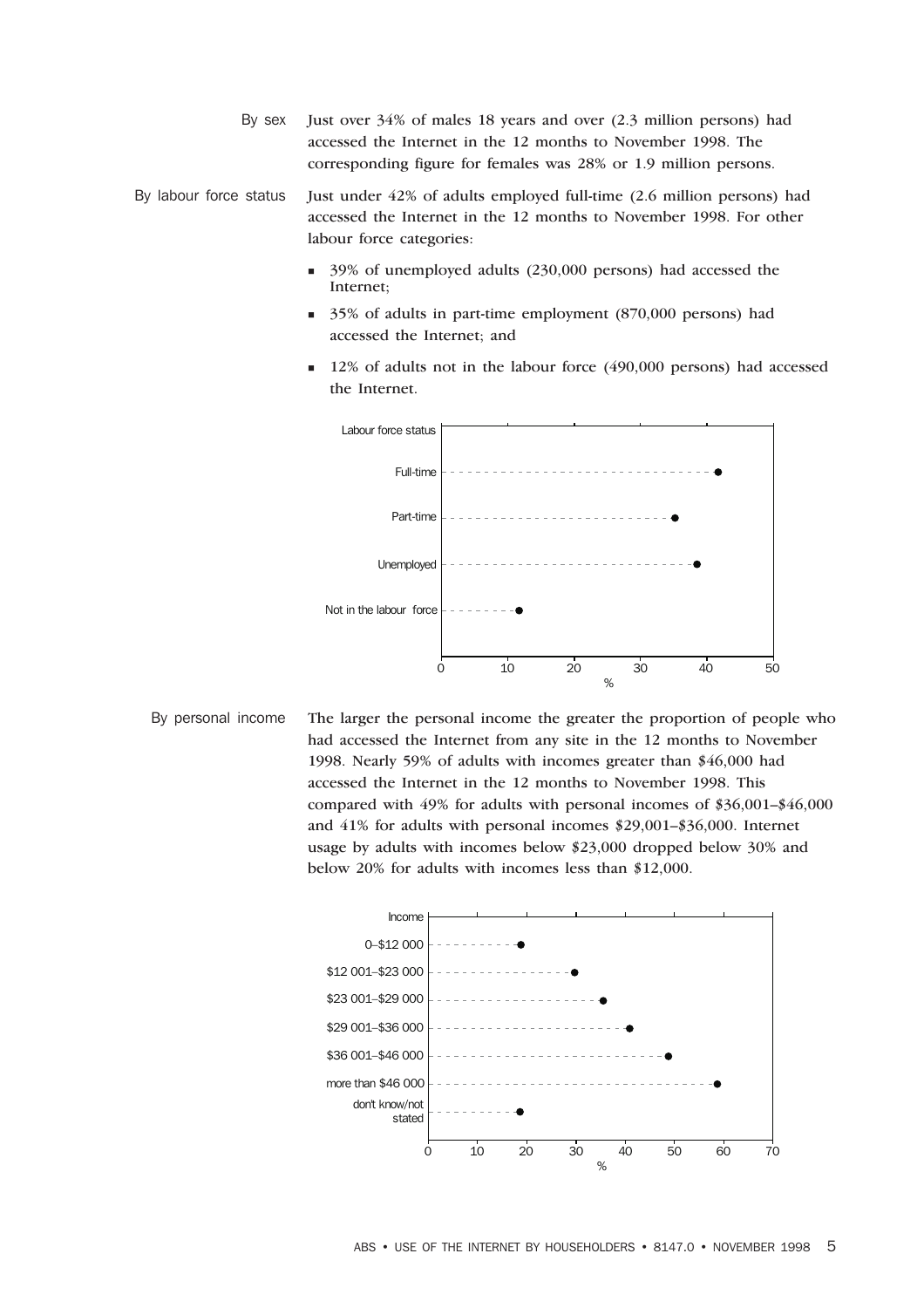**By sex**

Just over 34% of males 18 years and over (2.3 million persons) had accessed the Internet in the 12 months to November 1998. The corresponding figure for females was 28% or 1.9 million persons.

**By labour force status**

Just under 42% of adults employed full-time (2.6 million persons) had accessed the Internet in the 12 months to November 1998. For other labour force categories:

- 39% of unemployed adults (230,000 persons) had accessed the Internet;
- 35% of adults in part-time employment (870,000 persons) had accessed the Internet; and
- 12% of adults not in the labour force (490,000 persons) had accessed the Internet.

**By personal income**

The larger the personal income the greater the proportion of people who had accessed the Internet from any site in the 12 months to November 1998. Nearly 59% of adults with incomes greater than $46,000 had accessed the Internet in the 12 months to November 1998. This compared with 49% for adults with personal incomes of $36,001–$46,000 and 41% for adults with personal incomes $29,001–$36,000. Internet usage by adults with incomes below $23,000 dropped below 30% and below 20% for adults with incomes less than $12,000.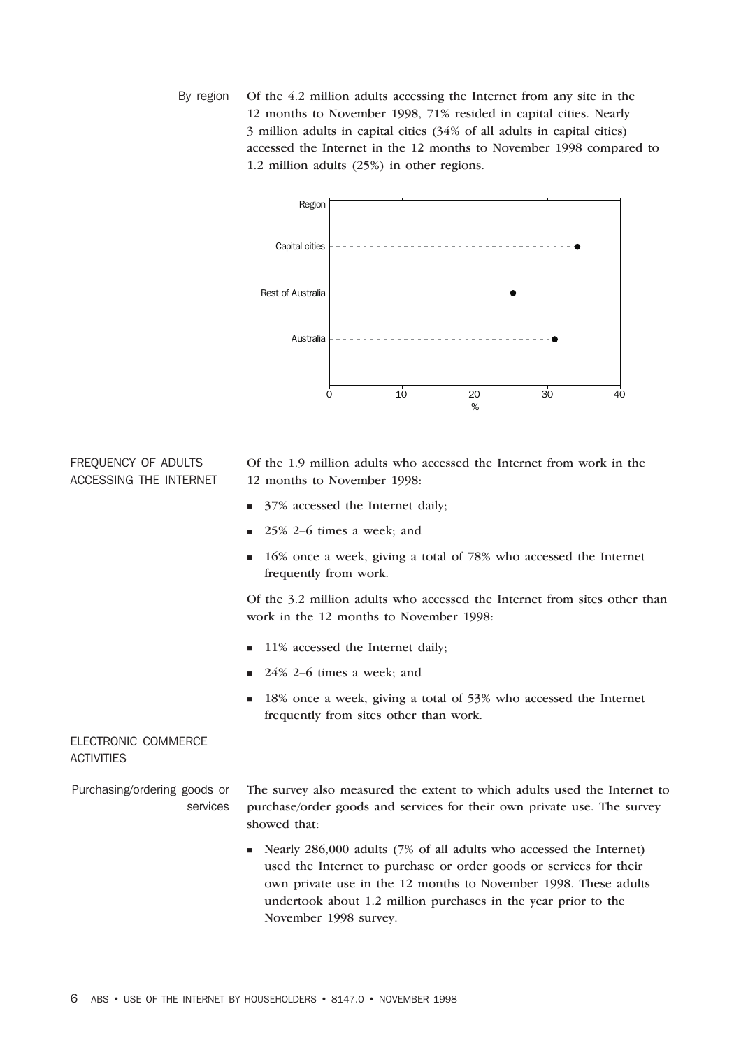### By region

Of the 4.2 million adults accessing the Internet from any site in the 12 months to November 1998, 71% resided in capital cities. Nearly 3 million adults in capital cities (34% of all adults in capital cities) accessed the Internet in the 12 months to November 1998 compared to 1.2 million adults (25%) in other regions.

## FREQUENCY OF ADULTS ACCESSING THE INTERNET

Of the 1.9 million adults who accessed the Internet from work in the 12 months to November 1998:

- 37% accessed the Internet daily;
- 25% 2–6 times a week; and
- 16% once a week, giving a total of 78% who accessed the Internet frequently from work.

Of the 3.2 million adults who accessed the Internet from sites other than work in the 12 months to November 1998:

- 11% accessed the Internet daily;
- 24% 2–6 times a week; and
- 18% once a week, giving a total of 53% who accessed the Internet frequently from sites other than work.

## ELECTRONIC COMMERCE ACTIVITIES

### Purchasing/ordering goods or services

The survey also measured the extent to which adults used the Internet to purchase/order goods and services for their own private use. The survey showed that:

- Nearly 286,000 adults (7% of all adults who accessed the Internet) used the Internet to purchase or order goods or services for their own private use in the 12 months to November 1998. These adults undertook about 1.2 million purchases in the year prior to the November 1998 survey.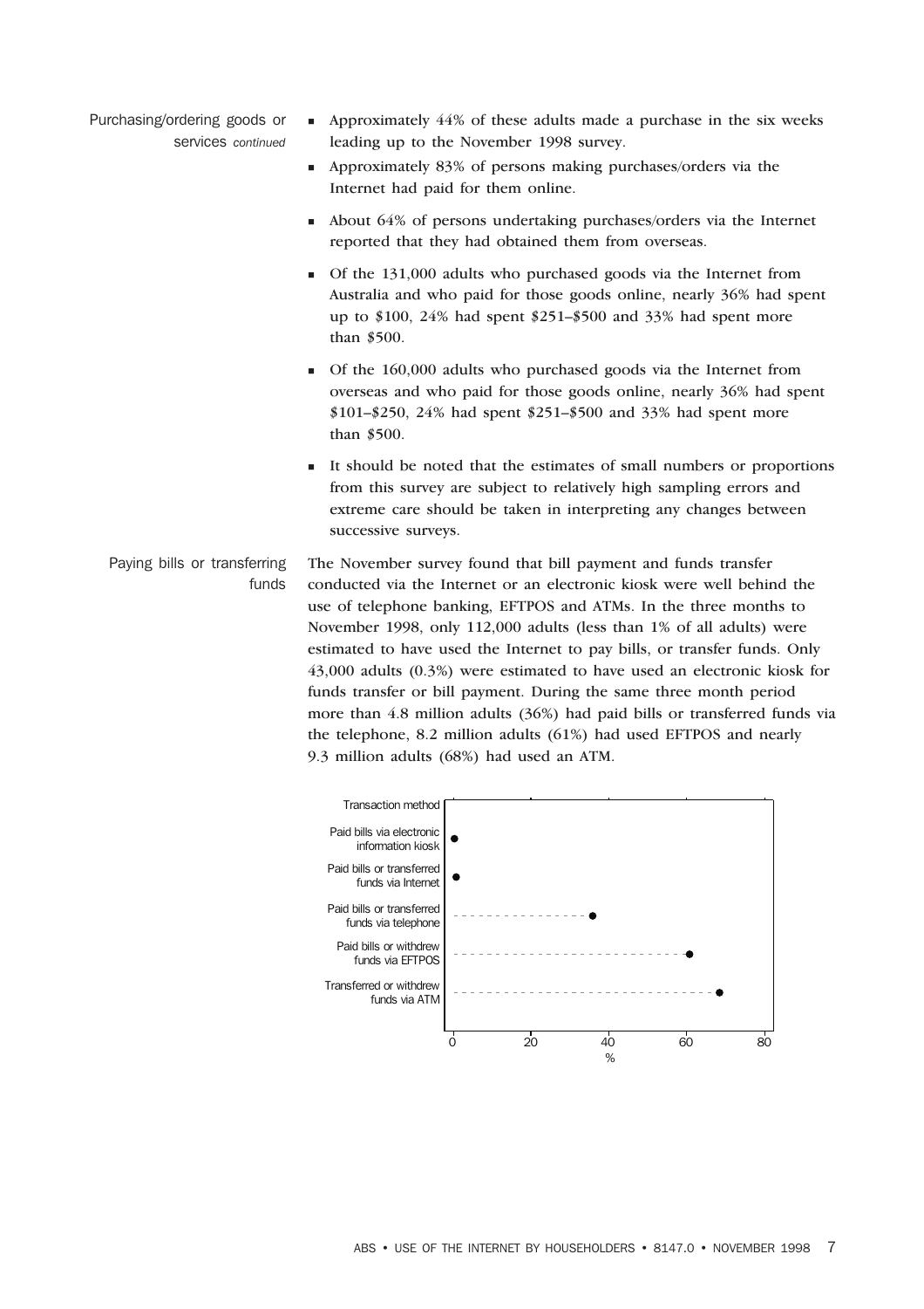## Purchasing/ordering goods or services *continued*

- Approximately 44% of these adults made a purchase in the six weeks leading up to the November 1998 survey.
- Approximately 83% of persons making purchases/orders via the Internet had paid for them online.
- About 64% of persons undertaking purchases/orders via the Internet reported that they had obtained them from overseas.
- Of the 131,000 adults who purchased goods via the Internet from Australia and who paid for those goods online, nearly 36% had spent up to \$100, 24% had spent \$251–\$500 and 33% had spent more than \$500.
- Of the 160,000 adults who purchased goods via the Internet from overseas and who paid for those goods online, nearly 36% had spent \$101–\$250, 24% had spent \$251–\$500 and 33% had spent more than \$500.
- It should be noted that the estimates of small numbers or proportions from this survey are subject to relatively high sampling errors and extreme care should be taken in interpreting any changes between successive surveys.

## Paying bills or transferring funds

The November survey found that bill payment and funds transfer conducted via the Internet or an electronic kiosk were well behind the use of telephone banking, EFTPOS and ATMs. In the three months to November 1998, only 112,000 adults (less than 1% of all adults) were estimated to have used the Internet to pay bills, or transfer funds. Only 43,000 adults (0.3%) were estimated to have used an electronic kiosk for funds transfer or bill payment. During the same three month period more than 4.8 million adults (36%) had paid bills or transferred funds via the telephone, 8.2 million adults (61%) had used EFTPOS and nearly 9.3 million adults (68%) had used an ATM.

Transaction method

- Paid bills via electronic information kiosk
- Paid bills or transferred funds via Internet
- Paid bills or transferred funds via telephone
- Paid bills or withdrew funds via EFTPOS
- Transferred or withdrew funds via ATM

0 20 40 60 80
%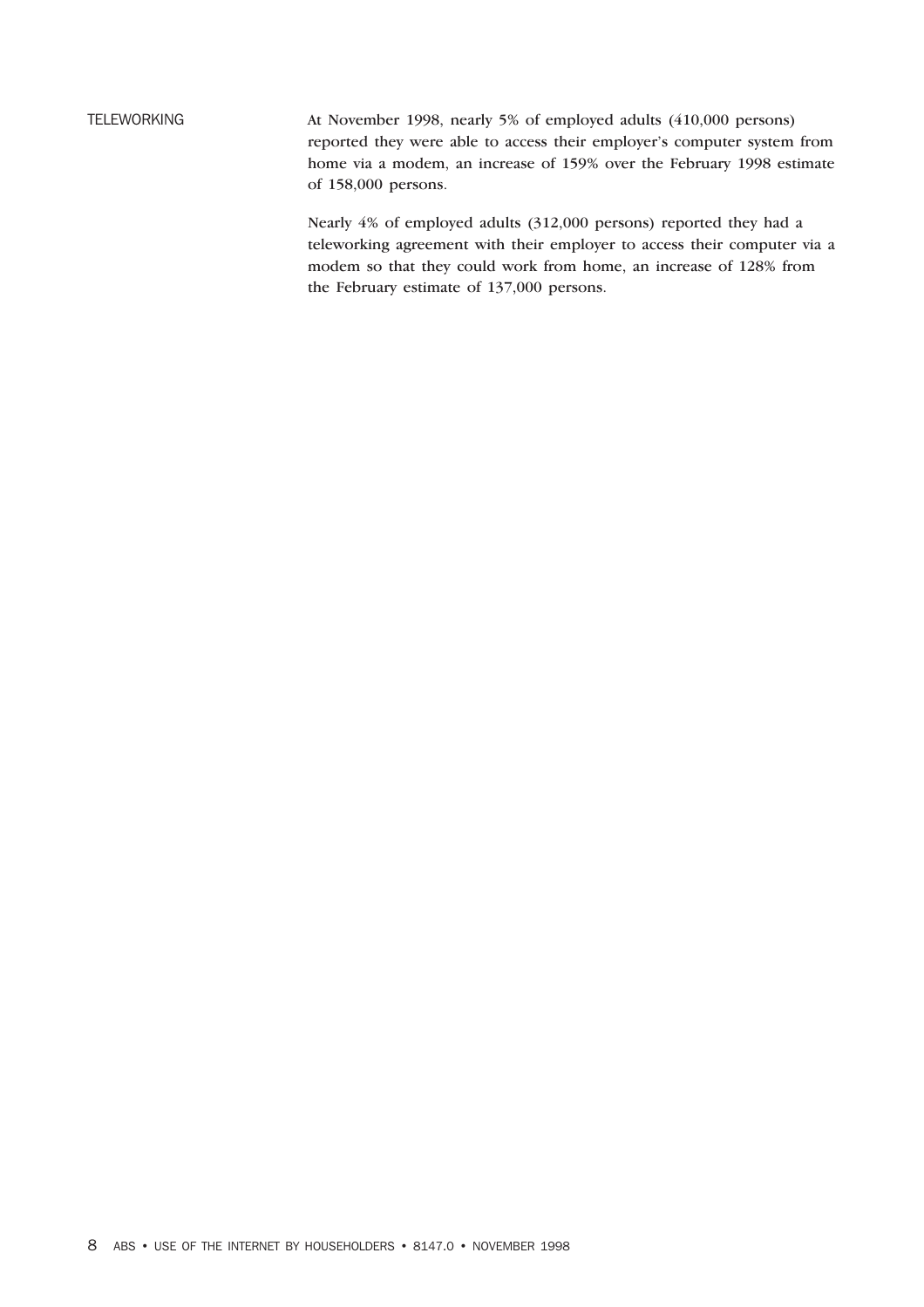## TELEWORKING

At November 1998, nearly 5% of employed adults (410,000 persons) reported they were able to access their employer's computer system from home via a modem, an increase of 159% over the February 1998 estimate of 158,000 persons.

Nearly 4% of employed adults (312,000 persons) reported they had a teleworking agreement with their employer to access their computer via a modem so that they could work from home, an increase of 128% from the February estimate of 137,000 persons.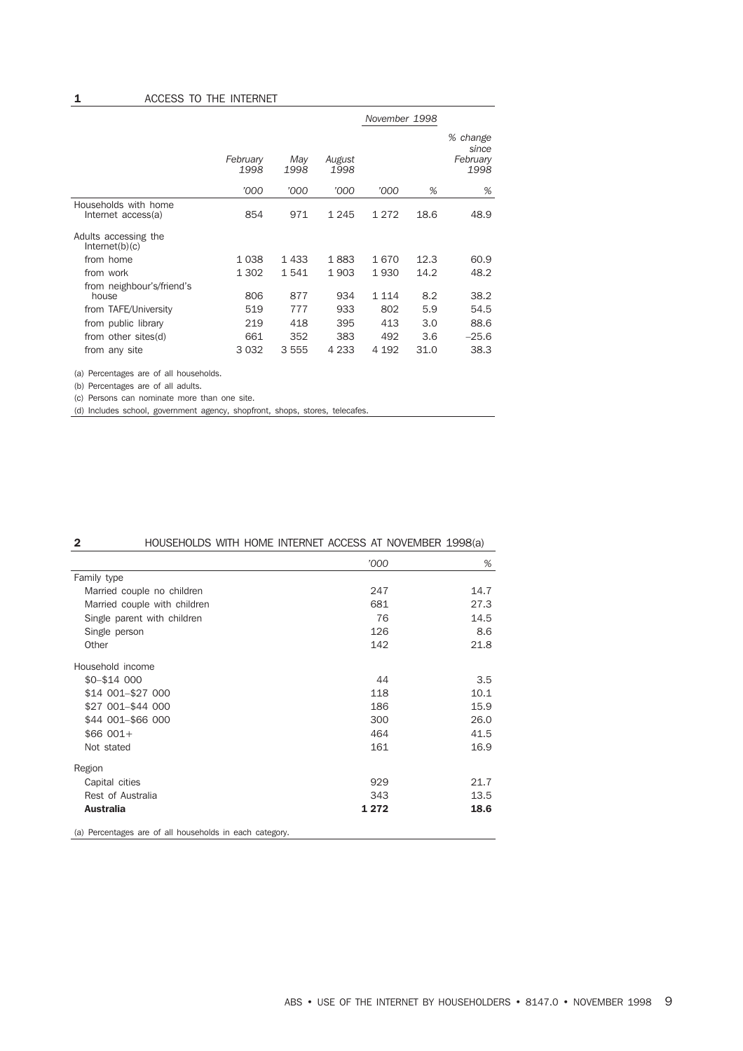**1** ACCESS TO THE INTERNET

| | February 1998 | May 1998 | August 1998 | November 1998 | | |
|---|---|---|---|---|---|---|
| | | | | | | % change since February 1998 |
| | '000 | '000 | '000 | '000 | % | % |
| Households with home Internet access(a) | 854 | 971 | 1 245 | 1 272 | 18.6 | 48.9 |
| Adults accessing the Internet(b)(c) | | | | | | |
| from home | 1 038 | 1 433 | 1 883 | 1 670 | 12.3 | 60.9 |
| from work | 1 302 | 1 541 | 1 903 | 1 930 | 14.2 | 48.2 |
| from neighbour's/friend's house | 806 | 877 | 934 | 1 114 | 8.2 | 38.2 |
| from TAFE/University | 519 | 777 | 933 | 802 | 5.9 | 54.5 |
| from public library | 219 | 418 | 395 | 413 | 3.0 | 88.6 |
| from other sites(d) | 661 | 352 | 383 | 492 | 3.6 | –25.6 |
| from any site | 3 032 | 3 555 | 4 233 | 4 192 | 31.0 | 38.3 |

(a) Percentages are of all households.
(b) Percentages are of all adults.
(c) Persons can nominate more than one site.
(d) Includes school, government agency, shopfront, shops, stores, telecafes.

**2** HOUSEHOLDS WITH HOME INTERNET ACCESS AT NOVEMBER 1998(a)

| | '000 | % |
|---|---|---|
| **Family type** | | |
| Married couple no children | 247 | 14.7 |
| Married couple with children | 681 | 27.3 |
| Single parent with children | 76 | 14.5 |
| Single person | 126 | 8.6 |
| Other | 142 | 21.8 |
| **Household income** | | |
| \$0–\$14 000 | 44 | 3.5 |
| \$14 001–\$27 000 | 118 | 10.1 |
| \$27 001–\$44 000 | 186 | 15.9 |
| \$44 001–\$66 000 | 300 | 26.0 |
| \$66 001+ | 464 | 41.5 |
| Not stated | 161 | 16.9 |
| **Region** | | |
| Capital cities | 929 | 21.7 |
| Rest of Australia | 343 | 13.5 |
| **Australia** | **1 272** | **18.6** |

(a) Percentages are of all households in each category.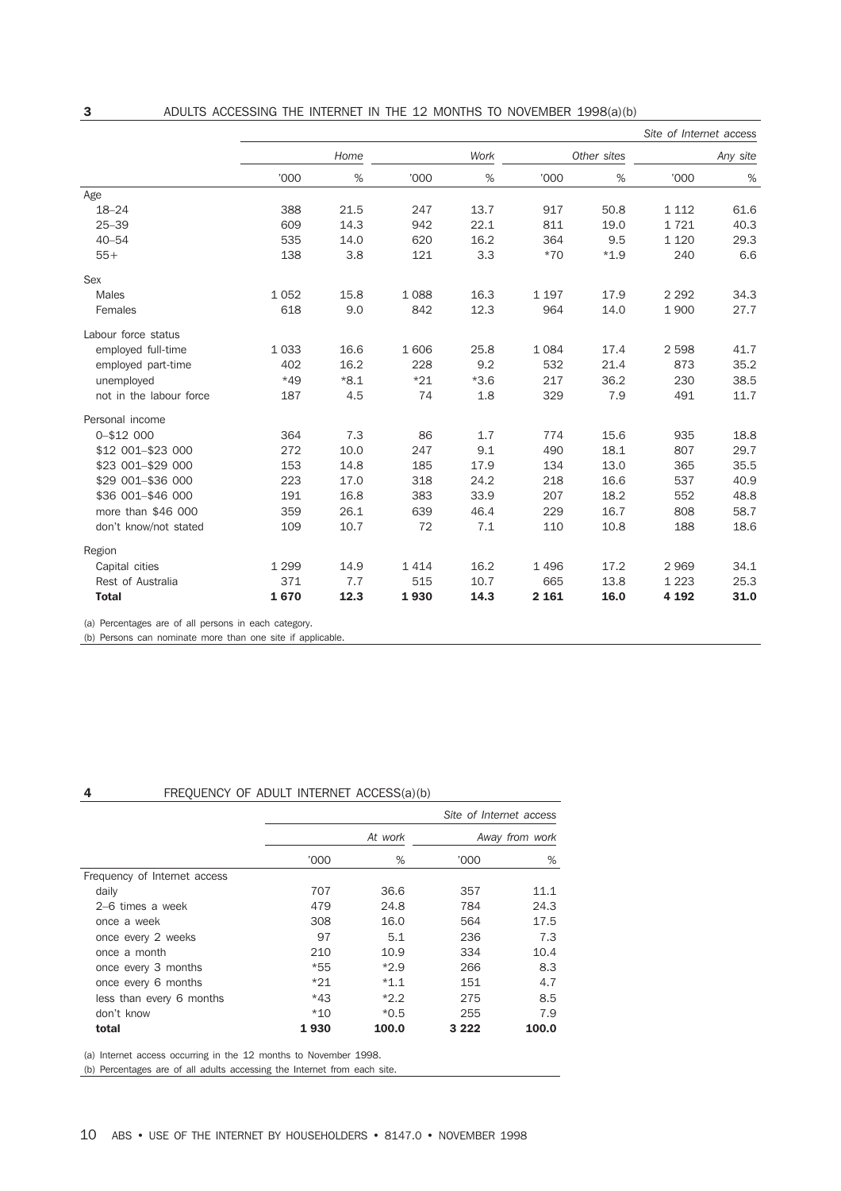**3** ADULTS ACCESSING THE INTERNET IN THE 12 MONTHS TO NOVEMBER 1998(a)(b)

| | *Site of Internet access* | | | | | | | |
|---|---|---|---|---|---|---|---|---|
| | *Home* | | *Work* | | *Other sites* | | *Any site* | |
| | '000 | % | '000 | % | '000 | % | '000 | % |
| **Age** | | | | | | | | |
| 18–24 | 388 | 21.5 | 247 | 13.7 | 917 | 50.8 | 1 112 | 61.6 |
| 25–39 | 609 | 14.3 | 942 | 22.1 | 811 | 19.0 | 1 721 | 40.3 |
| 40–54 | 535 | 14.0 | 620 | 16.2 | 364 | 9.5 | 1 120 | 29.3 |
| 55+ | 138 | 3.8 | 121 | 3.3 | *70 | *1.9 | 240 | 6.6 |
| **Sex** | | | | | | | | |
| Males | 1 052 | 15.8 | 1 088 | 16.3 | 1 197 | 17.9 | 2 292 | 34.3 |
| Females | 618 | 9.0 | 842 | 12.3 | 964 | 14.0 | 1 900 | 27.7 |
| **Labour force status** | | | | | | | | |
| employed full-time | 1 033 | 16.6 | 1 606 | 25.8 | 1 084 | 17.4 | 2 598 | 41.7 |
| employed part-time | 402 | 16.2 | 228 | 9.2 | 532 | 21.4 | 873 | 35.2 |
| unemployed | *49 | *8.1 | *21 | *3.6 | 217 | 36.2 | 230 | 38.5 |
| not in the labour force | 187 | 4.5 | 74 | 1.8 | 329 | 7.9 | 491 | 11.7 |
| **Personal income** | | | | | | | | |
| 0–$12 000 | 364 | 7.3 | 86 | 1.7 | 774 | 15.6 | 935 | 18.8 |
| $12 001–$23 000 | 272 | 10.0 | 247 | 9.1 | 490 | 18.1 | 807 | 29.7 |
| $23 001–$29 000 | 153 | 14.8 | 185 | 17.9 | 134 | 13.0 | 365 | 35.5 |
| $29 001–$36 000 | 223 | 17.0 | 318 | 24.2 | 218 | 16.6 | 537 | 40.9 |
| $36 001–$46 000 | 191 | 16.8 | 383 | 33.9 | 207 | 18.2 | 552 | 48.8 |
| more than $46 000 | 359 | 26.1 | 639 | 46.4 | 229 | 16.7 | 808 | 58.7 |
| don't know/not stated | 109 | 10.7 | 72 | 7.1 | 110 | 10.8 | 188 | 18.6 |
| **Region** | | | | | | | | |
| Capital cities | 1 299 | 14.9 | 1 414 | 16.2 | 1 496 | 17.2 | 2 969 | 34.1 |
| Rest of Australia | 371 | 7.7 | 515 | 10.7 | 665 | 13.8 | 1 223 | 25.3 |
| **Total** | **1 670** | **12.3** | **1 930** | **14.3** | **2 161** | **16.0** | **4 192** | **31.0** |

(a) Percentages are of all persons in each category.
(b) Persons can nominate more than one site if applicable.

**4** FREQUENCY OF ADULT INTERNET ACCESS(a)(b)

| | *Site of Internet access* | | | |
|---|---|---|---|---|
| | *At work* | | *Away from work* | |
| | '000 | % | '000 | % |
| **Frequency of Internet access** | | | | |
| daily | 707 | 36.6 | 357 | 11.1 |
| 2–6 times a week | 479 | 24.8 | 784 | 24.3 |
| once a week | 308 | 16.0 | 564 | 17.5 |
| once every 2 weeks | 97 | 5.1 | 236 | 7.3 |
| once a month | 210 | 10.9 | 334 | 10.4 |
| once every 3 months | *55 | *2.9 | 266 | 8.3 |
| once every 6 months | *21 | *1.1 | 151 | 4.7 |
| less than every 6 months | *43 | *2.2 | 275 | 8.5 |
| don't know | *10 | *0.5 | 255 | 7.9 |
| **total** | **1 930** | **100.0** | **3 222** | **100.0** |

(a) Internet access occurring in the 12 months to November 1998.
(b) Percentages are of all adults accessing the Internet from each site.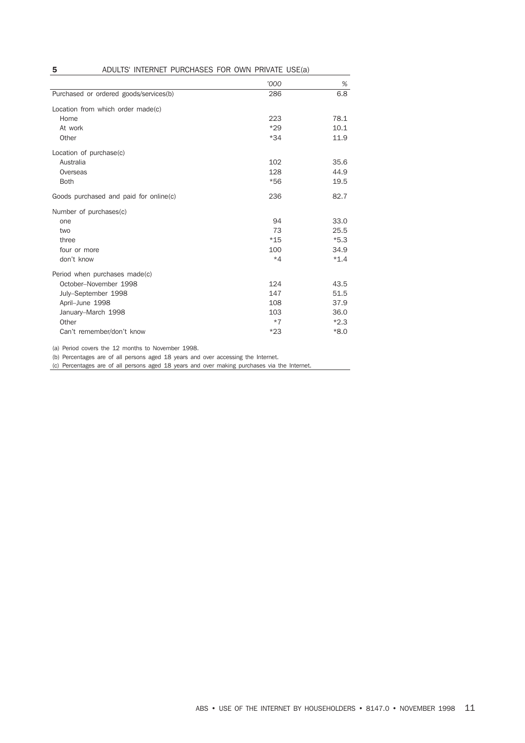**5** ADULTS' INTERNET PURCHASES FOR OWN PRIVATE USE(a)

| | '000 | % |
|---|---|---|
| Purchased or ordered goods/services(b) | 286 | 6.8 |
| Location from which order made(c) | | |
| Home | 223 | 78.1 |
| At work | *29 | 10.1 |
| Other | *34 | 11.9 |
| Location of purchase(c) | | |
| Australia | 102 | 35.6 |
| Overseas | 128 | 44.9 |
| Both | *56 | 19.5 |
| Goods purchased and paid for online(c) | 236 | 82.7 |
| Number of purchases(c) | | |
| one | 94 | 33.0 |
| two | 73 | 25.5 |
| three | *15 | *5.3 |
| four or more | 100 | 34.9 |
| don't know | *4 | *1.4 |
| Period when purchases made(c) | | |
| October–November 1998 | 124 | 43.5 |
| July–September 1998 | 147 | 51.5 |
| April–June 1998 | 108 | 37.9 |
| January–March 1998 | 103 | 36.0 |
| Other | *7 | *2.3 |
| Can't remember/don't know | *23 | *8.0 |

(a) Period covers the 12 months to November 1998.
(b) Percentages are of all persons aged 18 years and over accessing the Internet.
(c) Percentages are of all persons aged 18 years and over making purchases via the Internet.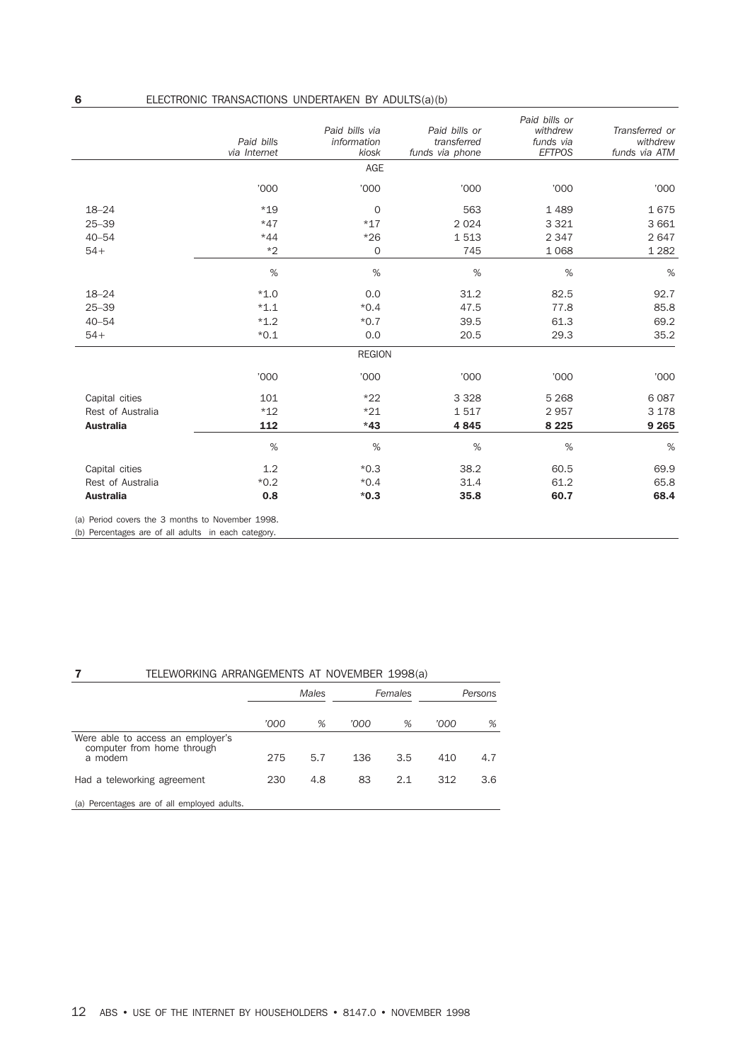## 6 ELECTRONIC TRANSACTIONS UNDERTAKEN BY ADULTS(a)(b)

| | Paid bills via Internet | Paid bills via information kiosk | Paid bills or transferred funds via phone | Paid bills or withdrew funds via EFTPOS | Transferred or withdrew funds via ATM |
|---|---|---|---|---|---|
| | | AGE | | | |
| | '000 | '000 | '000 | '000 | '000 |
| 18–24 | *19 | 0 | 563 | 1 489 | 1 675 |
| 25–39 | *47 | *17 | 2 024 | 3 321 | 3 661 |
| 40–54 | *44 | *26 | 1 513 | 2 347 | 2 647 |
| 54+ | *2 | 0 | 745 | 1 068 | 1 282 |
| | % | % | % | % | % |
| 18–24 | *1.0 | 0.0 | 31.2 | 82.5 | 92.7 |
| 25–39 | *1.1 | *0.4 | 47.5 | 77.8 | 85.8 |
| 40–54 | *1.2 | *0.7 | 39.5 | 61.3 | 69.2 |
| 54+ | *0.1 | 0.0 | 20.5 | 29.3 | 35.2 |
| | | REGION | | | |
| | '000 | '000 | '000 | '000 | '000 |
| Capital cities | 101 | *22 | 3 328 | 5 268 | 6 087 |
| Rest of Australia | *12 | *21 | 1 517 | 2 957 | 3 178 |
| **Australia** | **112** | ***43** | **4 845** | **8 225** | **9 265** |
| | % | % | % | % | % |
| Capital cities | 1.2 | *0.3 | 38.2 | 60.5 | 69.9 |
| Rest of Australia | *0.2 | *0.4 | 31.4 | 61.2 | 65.8 |
| **Australia** | **0.8** | ***0.3** | **35.8** | **60.7** | **68.4** |

(a) Period covers the 3 months to November 1998.
(b) Percentages are of all adults in each category.

## 7 TELEWORKING ARRANGEMENTS AT NOVEMBER 1998(a)

| | Males | | Females | | Persons | |
|---|---|---|---|---|---|---|
| | '000 | % | '000 | % | '000 | % |
| Were able to access an employer's computer from home through a modem | 275 | 5.7 | 136 | 3.5 | 410 | 4.7 |
| Had a teleworking agreement | 230 | 4.8 | 83 | 2.1 | 312 | 3.6 |

(a) Percentages are of all employed adults.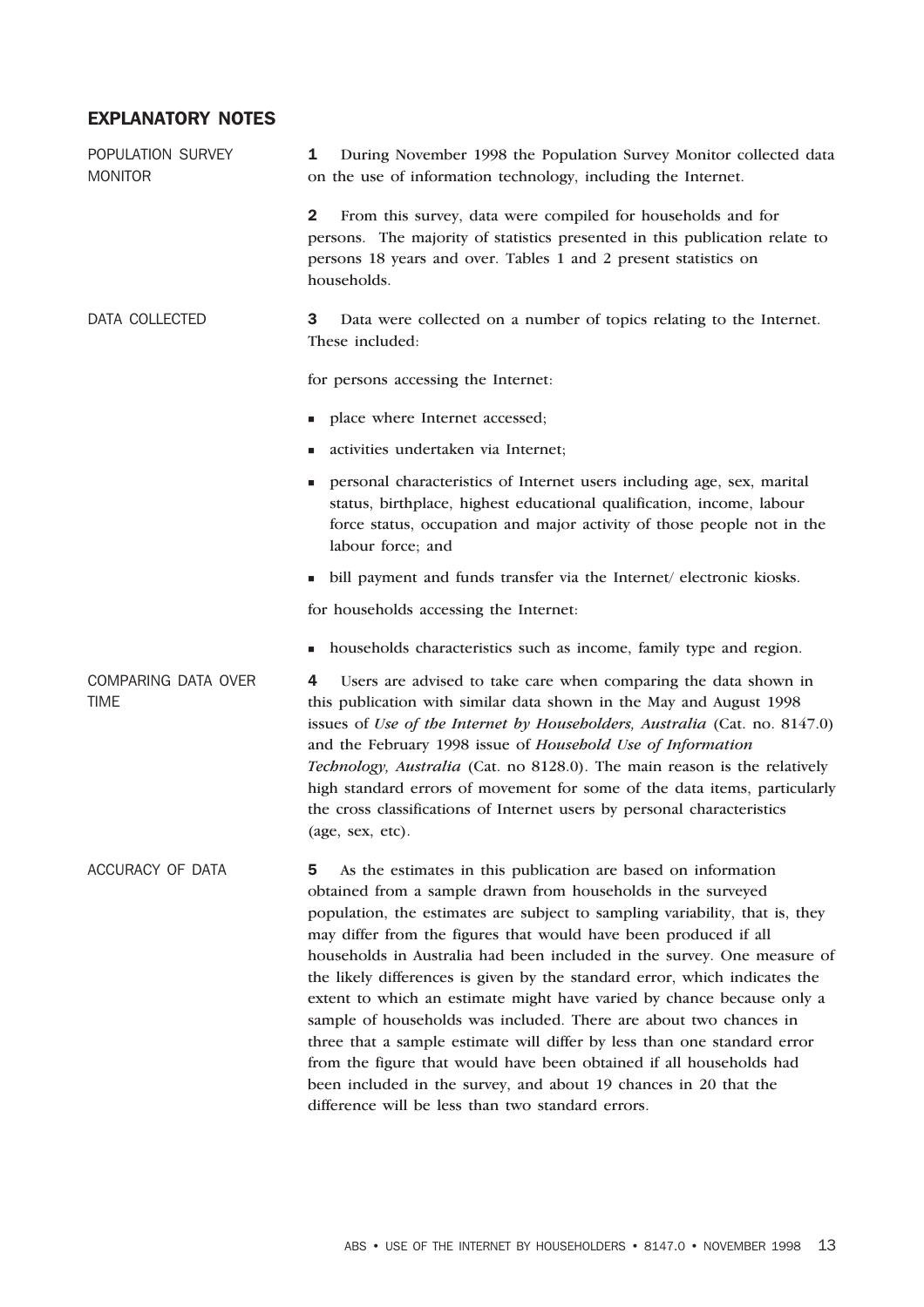## EXPLANATORY NOTES

### POPULATION SURVEY MONITOR

**1** During November 1998 the Population Survey Monitor collected data on the use of information technology, including the Internet.

**2** From this survey, data were compiled for households and for persons. The majority of statistics presented in this publication relate to persons 18 years and over. Tables 1 and 2 present statistics on households.

### DATA COLLECTED

**3** Data were collected on a number of topics relating to the Internet. These included:

for persons accessing the Internet:

- place where Internet accessed;
- activities undertaken via Internet;
- personal characteristics of Internet users including age, sex, marital status, birthplace, highest educational qualification, income, labour force status, occupation and major activity of those people not in the labour force; and
- bill payment and funds transfer via the Internet/ electronic kiosks.

for households accessing the Internet:

- households characteristics such as income, family type and region.

### COMPARING DATA OVER TIME

**4** Users are advised to take care when comparing the data shown in this publication with similar data shown in the May and August 1998 issues of *Use of the Internet by Householders, Australia* (Cat. no. 8147.0) and the February 1998 issue of *Household Use of Information Technology, Australia* (Cat. no 8128.0). The main reason is the relatively high standard errors of movement for some of the data items, particularly the cross classifications of Internet users by personal characteristics (age, sex, etc).

### ACCURACY OF DATA

**5** As the estimates in this publication are based on information obtained from a sample drawn from households in the surveyed population, the estimates are subject to sampling variability, that is, they may differ from the figures that would have been produced if all households in Australia had been included in the survey. One measure of the likely differences is given by the standard error, which indicates the extent to which an estimate might have varied by chance because only a sample of households was included. There are about two chances in three that a sample estimate will differ by less than one standard error from the figure that would have been obtained if all households had been included in the survey, and about 19 chances in 20 that the difference will be less than two standard errors.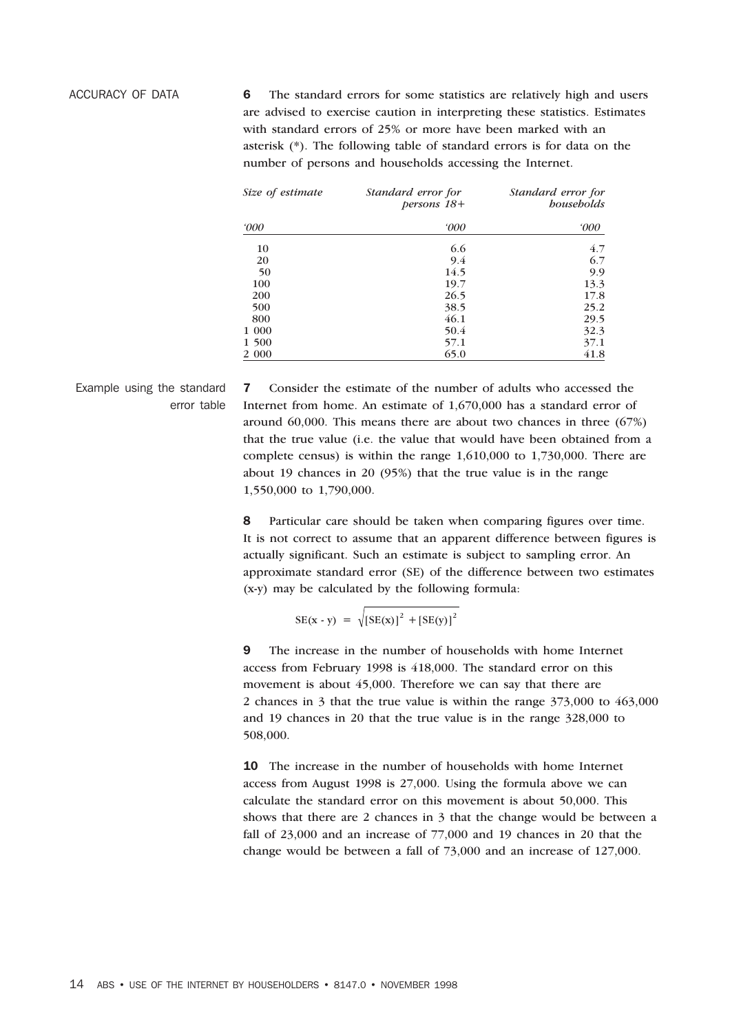## ACCURACY OF DATA

**6** The standard errors for some statistics are relatively high and users are advised to exercise caution in interpreting these statistics. Estimates with standard errors of 25% or more have been marked with an asterisk (*). The following table of standard errors is for data on the number of persons and households accessing the Internet.

| *Size of estimate* | *Standard error for persons 18+* | *Standard error for households* |
|---|---|---|
| *'000* | *'000* | *'000* |
| 10 | 6.6 | 4.7 |
| 20 | 9.4 | 6.7 |
| 50 | 14.5 | 9.9 |
| 100 | 19.7 | 13.3 |
| 200 | 26.5 | 17.8 |
| 500 | 38.5 | 25.2 |
| 800 | 46.1 | 29.5 |
| 1 000 | 50.4 | 32.3 |
| 1 500 | 57.1 | 37.1 |
| 2 000 | 65.0 | 41.8 |

### Example using the standard error table

**7** Consider the estimate of the number of adults who accessed the Internet from home. An estimate of 1,670,000 has a standard error of around 60,000. This means there are about two chances in three (67%) that the true value (i.e. the value that would have been obtained from a complete census) is within the range 1,610,000 to 1,730,000. There are about 19 chances in 20 (95%) that the true value is in the range 1,550,000 to 1,790,000.

**8** Particular care should be taken when comparing figures over time. It is not correct to assume that an apparent difference between figures is actually significant. Such an estimate is subject to sampling error. An approximate standard error (SE) of the difference between two estimates (x-y) may be calculated by the following formula:

$$SE(x - y) = \sqrt{[SE(x)]^2 + [SE(y)]^2}$$

**9** The increase in the number of households with home Internet access from February 1998 is 418,000. The standard error on this movement is about 45,000. Therefore we can say that there are 2 chances in 3 that the true value is within the range 373,000 to 463,000 and 19 chances in 20 that the true value is in the range 328,000 to 508,000.

**10** The increase in the number of households with home Internet access from August 1998 is 27,000. Using the formula above we can calculate the standard error on this movement is about 50,000. This shows that there are 2 chances in 3 that the change would be between a fall of 23,000 and an increase of 77,000 and 19 chances in 20 that the change would be between a fall of 73,000 and an increase of 127,000.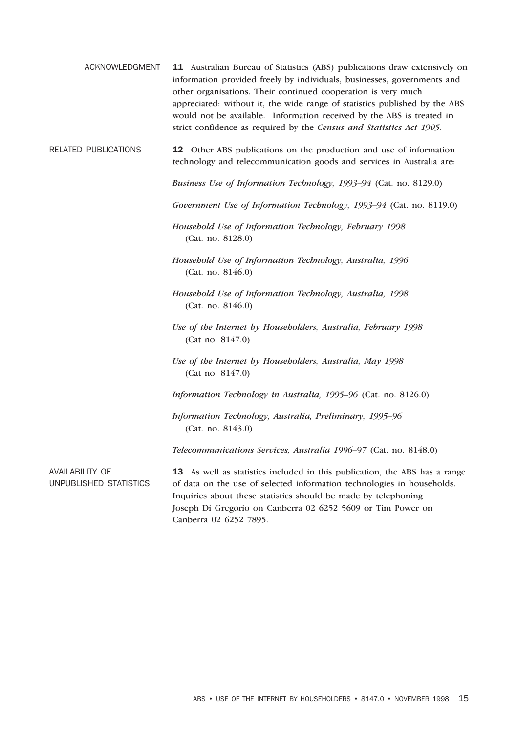## ACKNOWLEDGMENT

**11** Australian Bureau of Statistics (ABS) publications draw extensively on information provided freely by individuals, businesses, governments and other organisations. Their continued cooperation is very much appreciated: without it, the wide range of statistics published by the ABS would not be available. Information received by the ABS is treated in strict confidence as required by the *Census and Statistics Act 1905.*

## RELATED PUBLICATIONS

**12** Other ABS publications on the production and use of information technology and telecommunication goods and services in Australia are:

*Business Use of Information Technology, 1993–94* (Cat. no. 8129.0)

*Government Use of Information Technology, 1993–94* (Cat. no. 8119.0)

*Household Use of Information Technology, February 1998* (Cat. no. 8128.0)

*Household Use of Information Technology, Australia, 1996* (Cat. no. 8146.0)

*Household Use of Information Technology, Australia, 1998* (Cat. no. 8146.0)

*Use of the Internet by Householders, Australia, February 1998* (Cat no. 8147.0)

*Use of the Internet by Householders, Australia, May 1998* (Cat no. 8147.0)

*Information Technology in Australia, 1995–96* (Cat. no. 8126.0)

*Information Technology, Australia, Preliminary, 1995–96* (Cat. no. 8143.0)

*Telecommunications Services, Australia 1996–97* (Cat. no. 8148.0)

## AVAILABILITY OF UNPUBLISHED STATISTICS

**13** As well as statistics included in this publication, the ABS has a range of data on the use of selected information technologies in households. Inquiries about these statistics should be made by telephoning Joseph Di Gregorio on Canberra 02 6252 5609 or Tim Power on Canberra 02 6252 7895.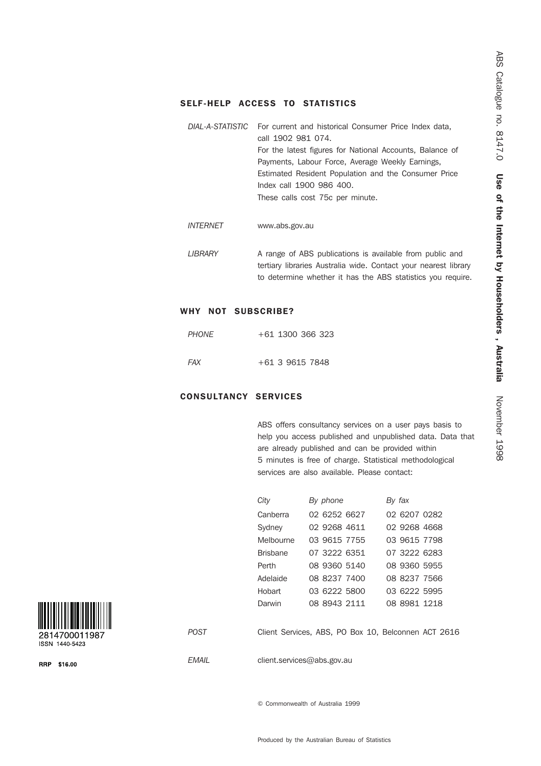## SELF-HELP ACCESS TO STATISTICS

| | |
|---|---|
| *DIAL-A-STATISTIC* | For current and historical Consumer Price Index data, call 1902 981 074. For the latest figures for National Accounts, Balance of Payments, Labour Force, Average Weekly Earnings, Estimated Resident Population and the Consumer Price Index call 1900 986 400. These calls cost 75c per minute. |
| *INTERNET* | www.abs.gov.au |
| *LIBRARY* | A range of ABS publications is available from public and tertiary libraries Australia wide. Contact your nearest library to determine whether it has the ABS statistics you require. |

## WHY NOT SUBSCRIBE?

| | |
|---|---|
| *PHONE* | +61 1300 366 323 |
| *FAX* | +61 3 9615 7848 |

## CONSULTANCY SERVICES

ABS offers consultancy services on a user pays basis to help you access published and unpublished data. Data that are already published and can be provided within 5 minutes is free of charge. Statistical methodological services are also available. Please contact:

| *City* | *By phone* | *By fax* |
|---|---|---|
| Canberra | 02 6252 6627 | 02 6207 0282 |
| Sydney | 02 9268 4611 | 02 9268 4668 |
| Melbourne | 03 9615 7755 | 03 9615 7798 |
| Brisbane | 07 3222 6351 | 07 3222 6283 |
| Perth | 08 9360 5140 | 08 9360 5955 |
| Adelaide | 08 8237 7400 | 08 8237 7566 |
| Hobart | 03 6222 5800 | 03 6222 5995 |
| Darwin | 08 8943 2111 | 08 8981 1218 |

| | |
|---|---|
| *POST* | Client Services, ABS, PO Box 10, Belconnen ACT 2616 |
| *EMAIL* | client.services@abs.gov.au |

2814700011987
ISSN 1440-5423

**RRP $16.00**

© Commonwealth of Australia 1999

Produced by the Australian Bureau of Statistics

ABS Catalogue no. 8147.0 **Use of the Internet by Householders , Australia** November 1998